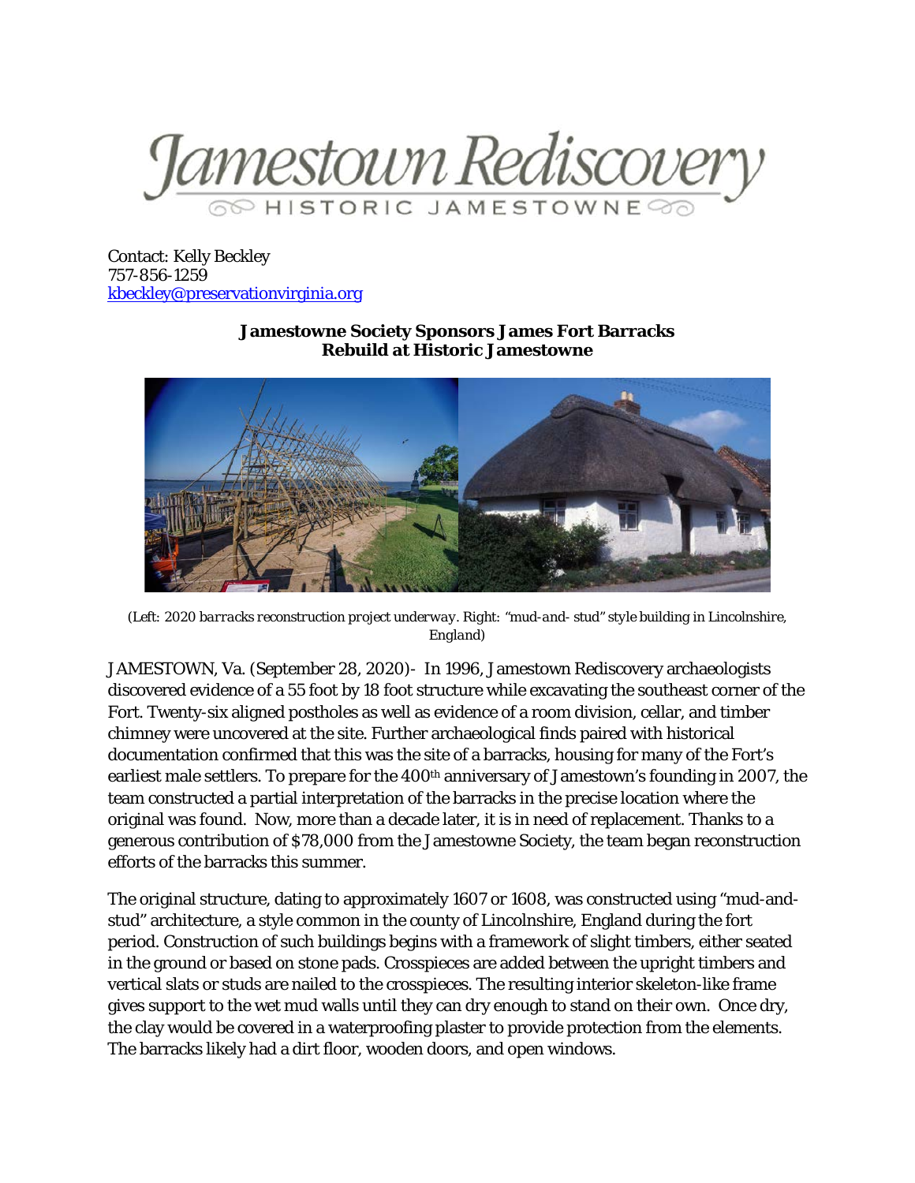Jamestown Rediscovery
HISTORIC JAMESTOWNE

Contact: Kelly Beckley
757-856-1259
kbeckley@preservationvirginia.org

**Jamestowne Society Sponsors James Fort Barracks Rebuild at Historic Jamestowne**

*(Left: 2020 barracks reconstruction project underway. Right: "mud-and- stud" style building in Lincolnshire, England)*

JAMESTOWN, Va. (September 28, 2020)- In 1996, Jamestown Rediscovery archaeologists discovered evidence of a 55 foot by 18 foot structure while excavating the southeast corner of the Fort. Twenty-six aligned postholes as well as evidence of a room division, cellar, and timber chimney were uncovered at the site. Further archaeological finds paired with historical documentation confirmed that this was the site of a barracks, housing for many of the Fort's earliest male settlers. To prepare for the 400th anniversary of Jamestown's founding in 2007, the team constructed a partial interpretation of the barracks in the precise location where the original was found. Now, more than a decade later, it is in need of replacement. Thanks to a generous contribution of $78,000 from the Jamestowne Society, the team began reconstruction efforts of the barracks this summer.

The original structure, dating to approximately 1607 or 1608, was constructed using "mud-and-stud" architecture, a style common in the county of Lincolnshire, England during the fort period. Construction of such buildings begins with a framework of slight timbers, either seated in the ground or based on stone pads. Crosspieces are added between the upright timbers and vertical slats or studs are nailed to the crosspieces. The resulting interior skeleton-like frame gives support to the wet mud walls until they can dry enough to stand on their own. Once dry, the clay would be covered in a waterproofing plaster to provide protection from the elements. The barracks likely had a dirt floor, wooden doors, and open windows.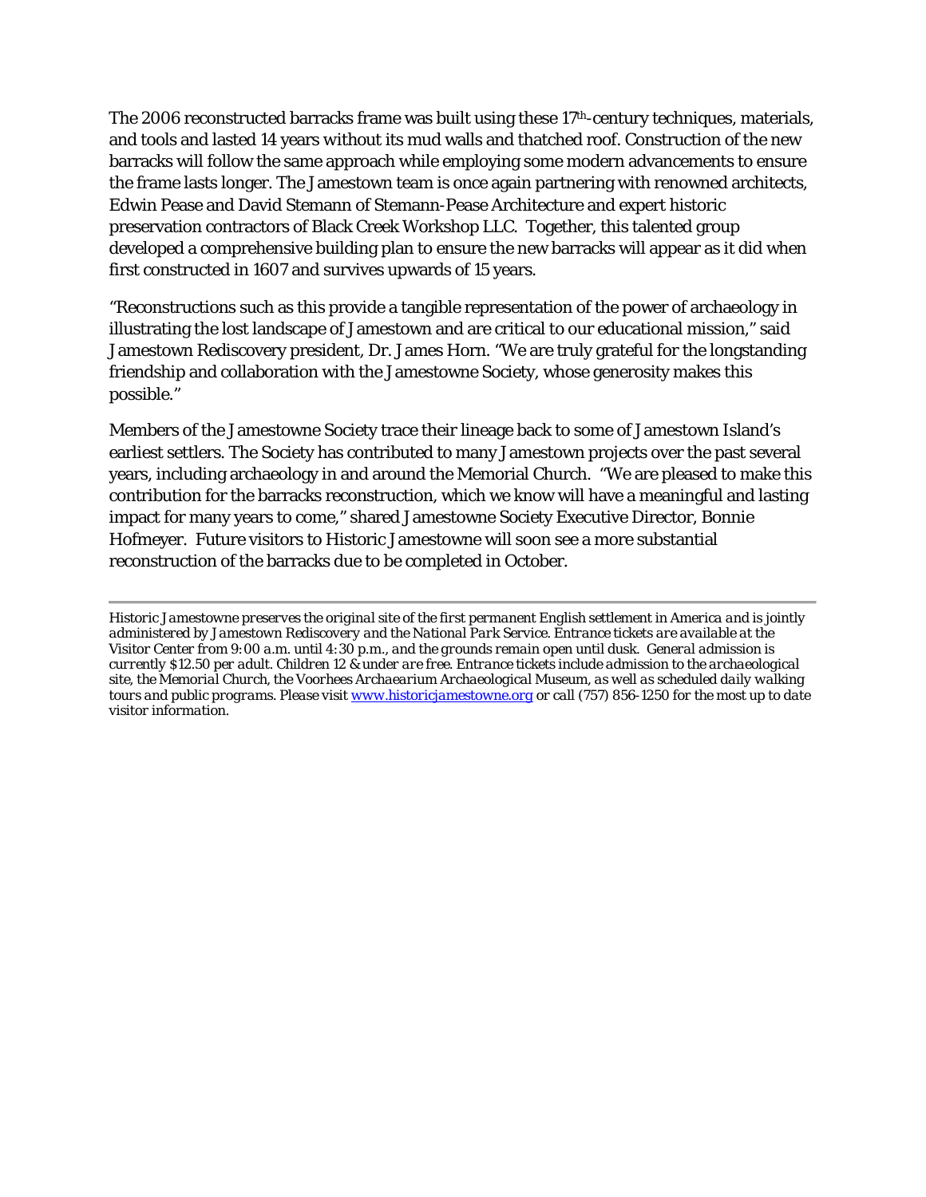The 2006 reconstructed barracks frame was built using these 17th-century techniques, materials, and tools and lasted 14 years without its mud walls and thatched roof. Construction of the new barracks will follow the same approach while employing some modern advancements to ensure the frame lasts longer. The Jamestown team is once again partnering with renowned architects, Edwin Pease and David Stemann of Stemann-Pease Architecture and expert historic preservation contractors of Black Creek Workshop LLC. Together, this talented group developed a comprehensive building plan to ensure the new barracks will appear as it did when first constructed in 1607 and survives upwards of 15 years.

"Reconstructions such as this provide a tangible representation of the power of archaeology in illustrating the lost landscape of Jamestown and are critical to our educational mission," said Jamestown Rediscovery president, Dr. James Horn. "We are truly grateful for the longstanding friendship and collaboration with the Jamestowne Society, whose generosity makes this possible."

Members of the Jamestowne Society trace their lineage back to some of Jamestown Island's earliest settlers. The Society has contributed to many Jamestown projects over the past several years, including archaeology in and around the Memorial Church. "We are pleased to make this contribution for the barracks reconstruction, which we know will have a meaningful and lasting impact for many years to come," shared Jamestowne Society Executive Director, Bonnie Hofmeyer. Future visitors to Historic Jamestowne will soon see a more substantial reconstruction of the barracks due to be completed in October.

---

*Historic Jamestowne preserves the original site of the first permanent English settlement in America and is jointly administered by Jamestown Rediscovery and the National Park Service. Entrance tickets are available at the Visitor Center from 9:00 a.m. until 4:30 p.m., and the grounds remain open until dusk. General admission is currently $12.50 per adult. Children 12 & under are free. Entrance tickets include admission to the archaeological site, the Memorial Church, the Voorhees Archaearium Archaeological Museum, as well as scheduled daily walking tours and public programs. Please visit [www.historicjamestowne.org](http://www.historicjamestowne.org) or call (757) 856-1250 for the most up to date visitor information.*